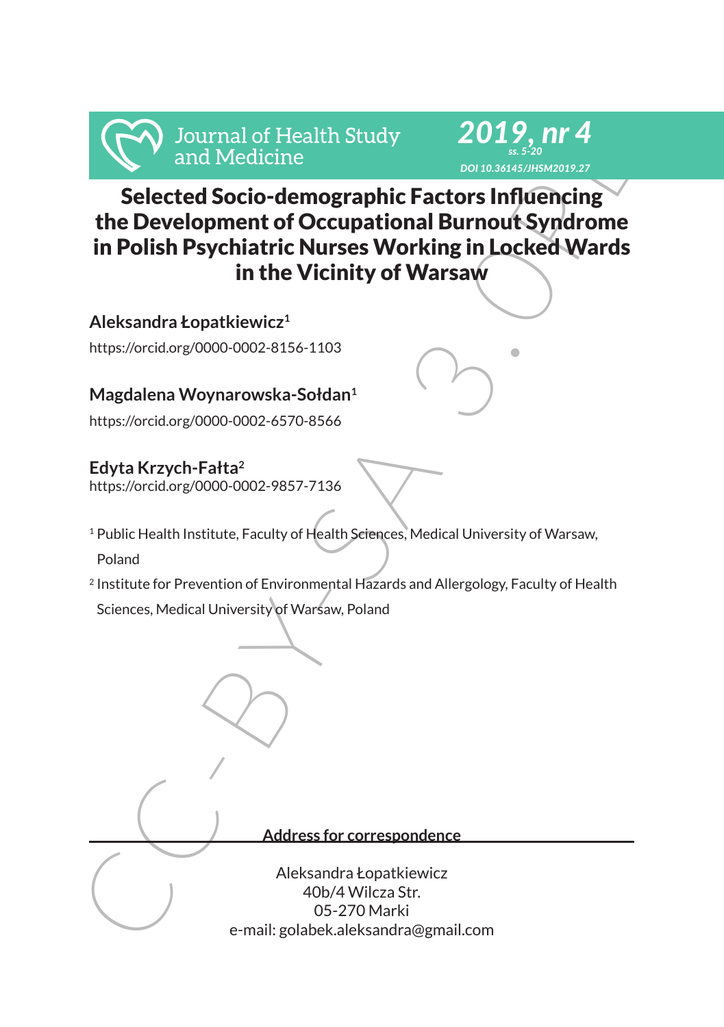# Selected Socio-demographic Factors Influencing the Development of Occupational Burnout Syndrome in Polish Psychiatric Nurses Working in Locked Wards in the Vicinity of Warsaw

**Aleksandra Łopatkiewicz**[1]

https://orcid.org/0000-0002-8156-1103

**Magdalena Woynarowska-Sołdan**[1]

https://orcid.org/0000-0002-6570-8566

**Edyta Krzych-Fałta**[2]

https://orcid.org/0000-0002-9857-7136

[1] Public Health Institute, Faculty of Health Sciences, Medical University of Warsaw, Poland

[2] Institute for Prevention of Environmental Hazards and Allergology, Faculty of Health Sciences, Medical University of Warsaw, Poland

**Address for correspondence**

Aleksandra Łopatkiewicz
40b/4 Wilcza Str.
05-270 Marki
e-mail: golabek.aleksandra@gmail.com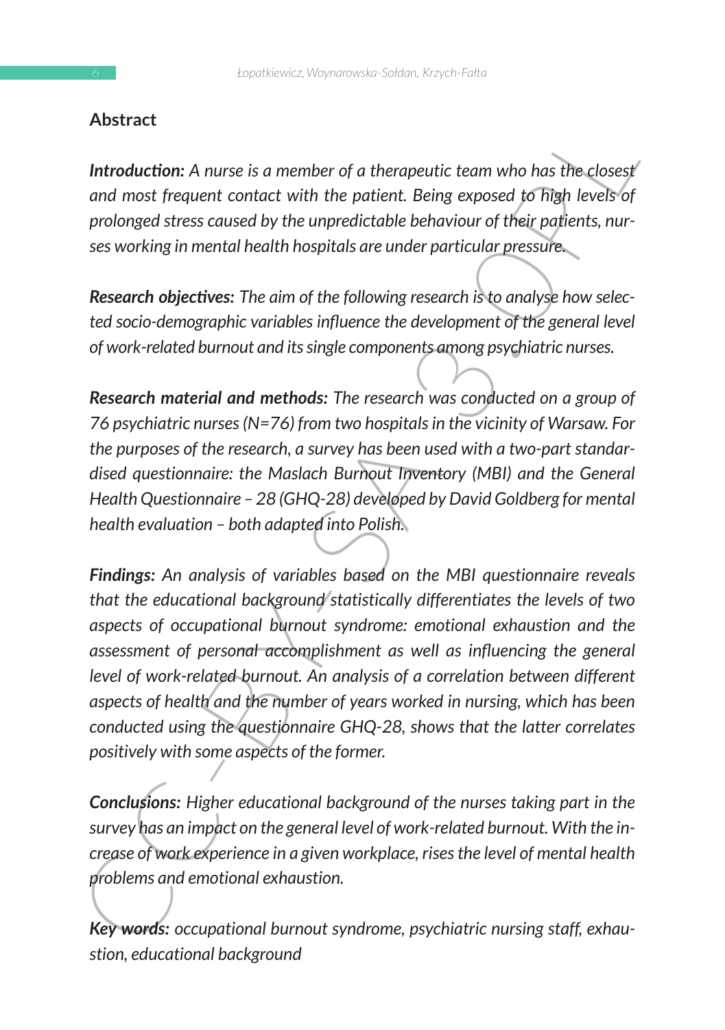## Abstract

***Introduction:*** *A nurse is a member of a therapeutic team who has the closest and most frequent contact with the patient. Being exposed to high levels of prolonged stress caused by the unpredictable behaviour of their patients, nurses working in mental health hospitals are under particular pressure.*

***Research objectives:*** *The aim of the following research is to analyse how selected socio-demographic variables influence the development of the general level of work-related burnout and its single components among psychiatric nurses.*

***Research material and methods:*** *The research was conducted on a group of 76 psychiatric nurses (N=76) from two hospitals in the vicinity of Warsaw. For the purposes of the research, a survey has been used with a two-part standardised questionnaire: the Maslach Burnout Inventory (MBI) and the General Health Questionnaire – 28 (GHQ-28) developed by David Goldberg for mental health evaluation – both adapted into Polish.*

***Findings:*** *An analysis of variables based on the MBI questionnaire reveals that the educational background statistically differentiates the levels of two aspects of occupational burnout syndrome: emotional exhaustion and the assessment of personal accomplishment as well as influencing the general level of work-related burnout. An analysis of a correlation between different aspects of health and the number of years worked in nursing, which has been conducted using the questionnaire GHQ-28, shows that the latter correlates positively with some aspects of the former.*

***Conclusions:*** *Higher educational background of the nurses taking part in the survey has an impact on the general level of work-related burnout. With the increase of work experience in a given workplace, rises the level of mental health problems and emotional exhaustion.*

***Key words:*** *occupational burnout syndrome, psychiatric nursing staff, exhaustion, educational background*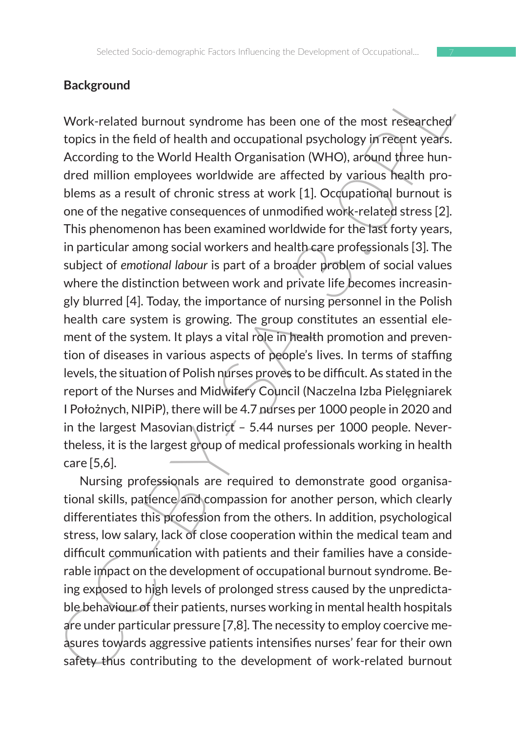## Background

Work-related burnout syndrome has been one of the most researched topics in the field of health and occupational psychology in recent years. According to the World Health Organisation (WHO), around three hundred million employees worldwide are affected by various health problems as a result of chronic stress at work [1]. Occupational burnout is one of the negative consequences of unmodified work-related stress [2]. This phenomenon has been examined worldwide for the last forty years, in particular among social workers and health care professionals [3]. The subject of *emotional labour* is part of a broader problem of social values where the distinction between work and private life becomes increasingly blurred [4]. Today, the importance of nursing personnel in the Polish health care system is growing. The group constitutes an essential element of the system. It plays a vital role in health promotion and prevention of diseases in various aspects of people's lives. In terms of staffing levels, the situation of Polish nurses proves to be difficult. As stated in the report of the Nurses and Midwifery Council (Naczelna Izba Pielęgniarek I Położnych, NIPiP), there will be 4.7 nurses per 1000 people in 2020 and in the largest Masovian district – 5.44 nurses per 1000 people. Nevertheless, it is the largest group of medical professionals working in health care [5,6].

Nursing professionals are required to demonstrate good organisational skills, patience and compassion for another person, which clearly differentiates this profession from the others. In addition, psychological stress, low salary, lack of close cooperation within the medical team and difficult communication with patients and their families have a considerable impact on the development of occupational burnout syndrome. Being exposed to high levels of prolonged stress caused by the unpredictable behaviour of their patients, nurses working in mental health hospitals are under particular pressure [7,8]. The necessity to employ coercive measures towards aggressive patients intensifies nurses' fear for their own safety thus contributing to the development of work-related burnout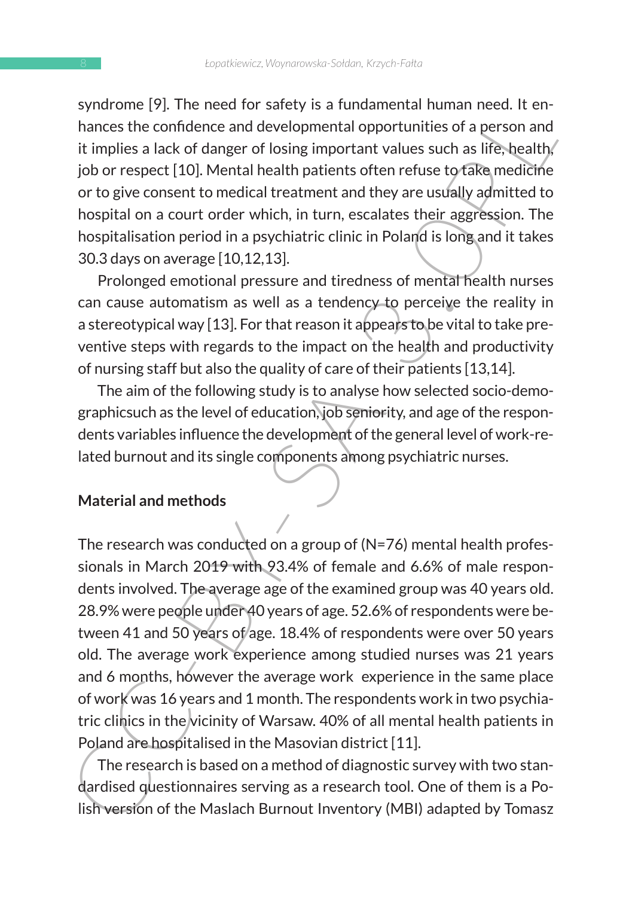syndrome [9]. The need for safety is a fundamental human need. It enhances the confidence and developmental opportunities of a person and it implies a lack of danger of losing important values such as life, health, job or respect [10]. Mental health patients often refuse to take medicine or to give consent to medical treatment and they are usually admitted to hospital on a court order which, in turn, escalates their aggression. The hospitalisation period in a psychiatric clinic in Poland is long and it takes 30.3 days on average [10,12,13].

Prolonged emotional pressure and tiredness of mental health nurses can cause automatism as well as a tendency to perceive the reality in a stereotypical way [13]. For that reason it appears to be vital to take preventive steps with regards to the impact on the health and productivity of nursing staff but also the quality of care of their patients [13,14].

The aim of the following study is to analyse how selected socio-demographicsuch as the level of education, job seniority, and age of the respondents variables influence the development of the general level of work-related burnout and its single components among psychiatric nurses.

## Material and methods

The research was conducted on a group of (N=76) mental health professionals in March 2019 with 93.4% of female and 6.6% of male respondents involved. The average age of the examined group was 40 years old. 28.9% were people under 40 years of age. 52.6% of respondents were between 41 and 50 years of age. 18.4% of respondents were over 50 years old. The average work experience among studied nurses was 21 years and 6 months, however the average work experience in the same place of work was 16 years and 1 month. The respondents work in two psychiatric clinics in the vicinity of Warsaw. 40% of all mental health patients in Poland are hospitalised in the Masovian district [11].

The research is based on a method of diagnostic survey with two standardised questionnaires serving as a research tool. One of them is a Polish version of the Maslach Burnout Inventory (MBI) adapted by Tomasz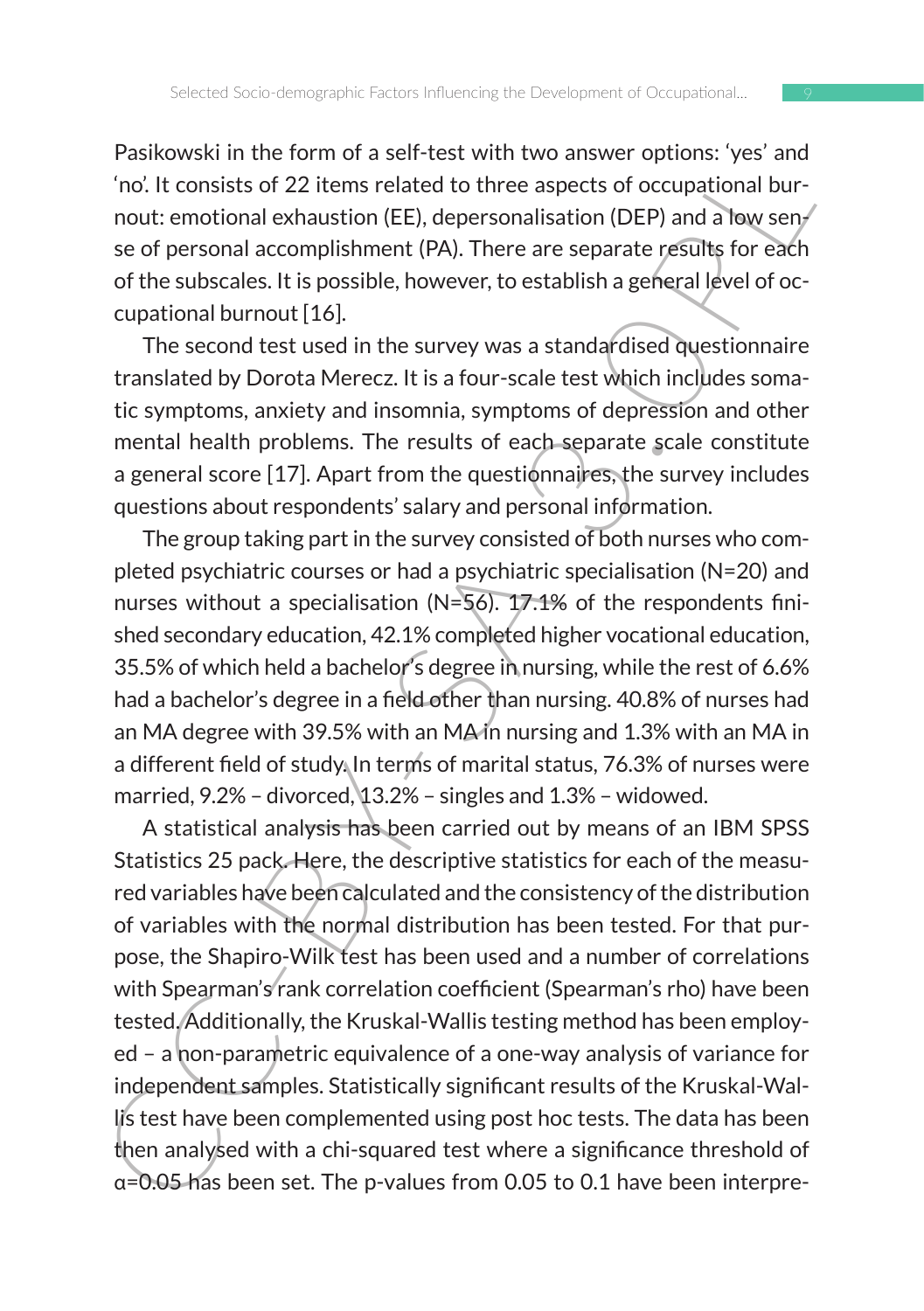Pasikowski in the form of a self-test with two answer options: 'yes' and 'no'. It consists of 22 items related to three aspects of occupational burnout: emotional exhaustion (EE), depersonalisation (DEP) and a low sense of personal accomplishment (PA). There are separate results for each of the subscales. It is possible, however, to establish a general level of occupational burnout [16].

The second test used in the survey was a standardised questionnaire translated by Dorota Merecz. It is a four-scale test which includes somatic symptoms, anxiety and insomnia, symptoms of depression and other mental health problems. The results of each separate scale constitute a general score [17]. Apart from the questionnaires, the survey includes questions about respondents' salary and personal information.

The group taking part in the survey consisted of both nurses who completed psychiatric courses or had a psychiatric specialisation (N=20) and nurses without a specialisation (N=56). 17.1% of the respondents finished secondary education, 42.1% completed higher vocational education, 35.5% of which held a bachelor's degree in nursing, while the rest of 6.6% had a bachelor's degree in a field other than nursing. 40.8% of nurses had an MA degree with 39.5% with an MA in nursing and 1.3% with an MA in a different field of study. In terms of marital status, 76.3% of nurses were married, 9.2% – divorced, 13.2% – singles and 1.3% – widowed.

A statistical analysis has been carried out by means of an IBM SPSS Statistics 25 pack. Here, the descriptive statistics for each of the measured variables have been calculated and the consistency of the distribution of variables with the normal distribution has been tested. For that purpose, the Shapiro-Wilk test has been used and a number of correlations with Spearman's rank correlation coefficient (Spearman's rho) have been tested. Additionally, the Kruskal-Wallis testing method has been employed – a non-parametric equivalence of a one-way analysis of variance for independent samples. Statistically significant results of the Kruskal-Wallis test have been complemented using post hoc tests. The data has been then analysed with a chi-squared test where a significance threshold of $\alpha=0.05$ has been set. The p-values from 0.05 to 0.1 have been interpre-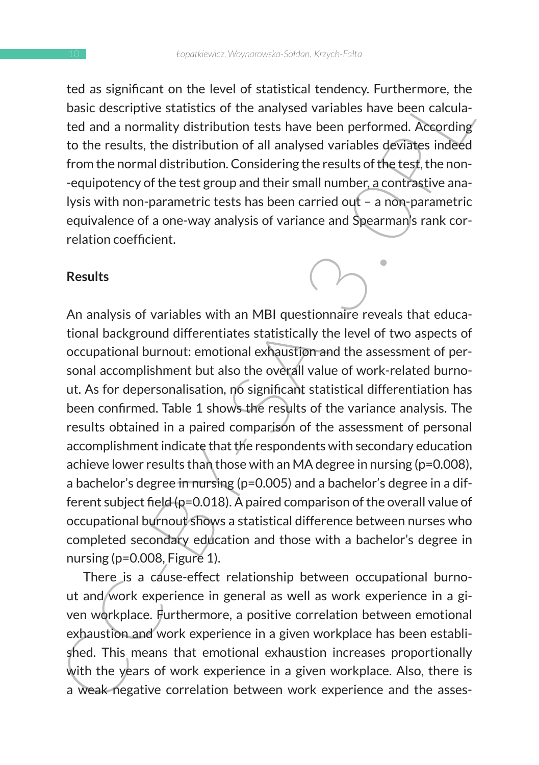ted as significant on the level of statistical tendency. Furthermore, the basic descriptive statistics of the analysed variables have been calculated and a normality distribution tests have been performed. According to the results, the distribution of all analysed variables deviates indeed from the normal distribution. Considering the results of the test, the non-equipotency of the test group and their small number, a contrastive analysis with non-parametric tests has been carried out – a non-parametric equivalence of a one-way analysis of variance and Spearman's rank correlation coefficient.

## Results

An analysis of variables with an MBI questionnaire reveals that educational background differentiates statistically the level of two aspects of occupational burnout: emotional exhaustion and the assessment of personal accomplishment but also the overall value of work-related burnout. As for depersonalisation, no significant statistical differentiation has been confirmed. Table 1 shows the results of the variance analysis. The results obtained in a paired comparison of the assessment of personal accomplishment indicate that the respondents with secondary education achieve lower results than those with an MA degree in nursing ($p=0.008$), a bachelor's degree in nursing ($p=0.005$) and a bachelor's degree in a different subject field ($p=0.018$). A paired comparison of the overall value of occupational burnout shows a statistical difference between nurses who completed secondary education and those with a bachelor's degree in nursing ($p=0.008$, Figure 1).

There is a cause-effect relationship between occupational burnout and work experience in general as well as work experience in a given workplace. Furthermore, a positive correlation between emotional exhaustion and work experience in a given workplace has been established. This means that emotional exhaustion increases proportionally with the years of work experience in a given workplace. Also, there is a weak negative correlation between work experience and the asses-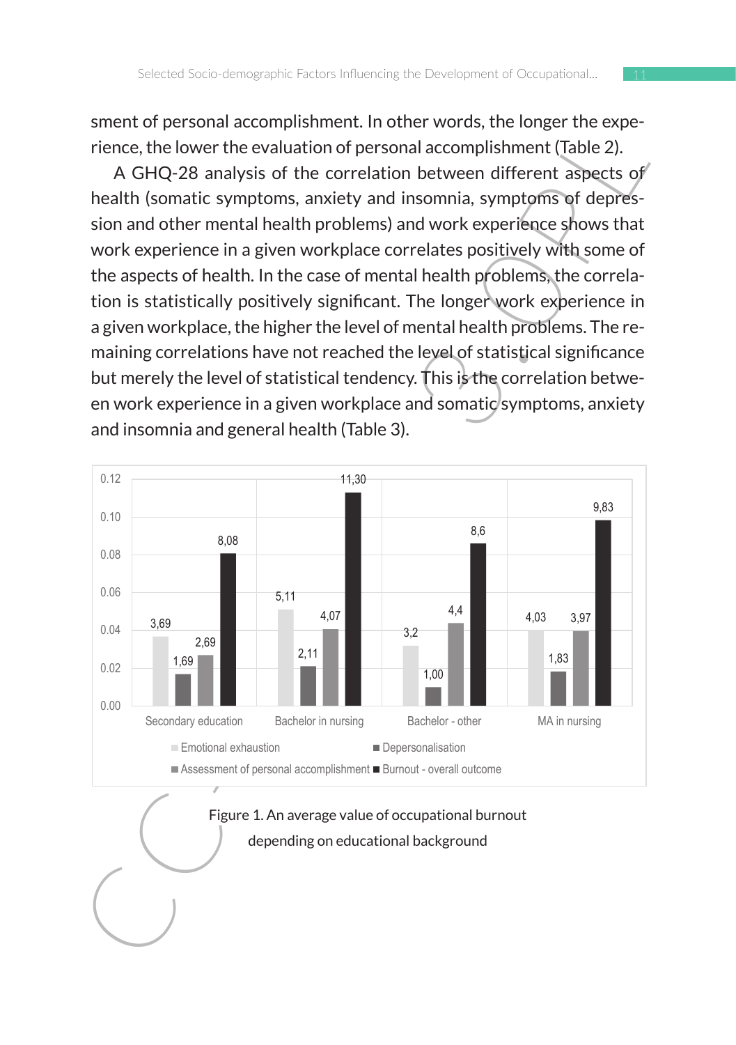sment of personal accomplishment. In other words, the longer the experience, the lower the evaluation of personal accomplishment (Table 2).

A GHQ-28 analysis of the correlation between different aspects of health (somatic symptoms, anxiety and insomnia, symptoms of depression and other mental health problems) and work experience shows that work experience in a given workplace correlates positively with some of the aspects of health. In the case of mental health problems, the correlation is statistically positively significant. The longer work experience in a given workplace, the higher the level of mental health problems. The remaining correlations have not reached the level of statistical significance but merely the level of statistical tendency. This is the correlation between work experience in a given workplace and somatic symptoms, anxiety and insomnia and general health (Table 3).

| | Emotional exhaustion | Depersonalisation | Assessment of personal accomplishment | Burnout - overall outcome |
|---|---|---|---|---|
| Secondary education | 3,69 | 1,69 | 2,69 | 8,08 |
| Bachelor in nursing | 5,11 | 2,11 | 4,07 | 11,30 |
| Bachelor - other | 3,2 | 1,00 | 4,4 | 8,6 |
| MA in nursing | 4,03 | 1,83 | 3,97 | 9,83 |

Figure 1. An average value of occupational burnout depending on educational background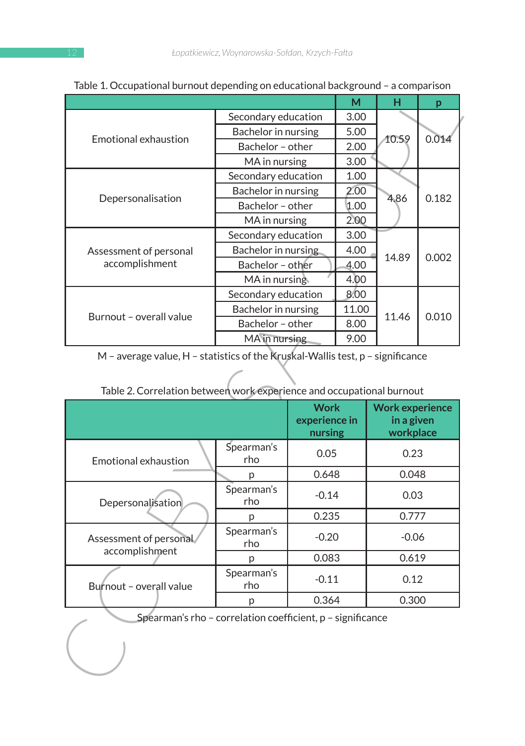Table 1. Occupational burnout depending on educational background – a comparison

| | | M | H | p |
|---|---|---|---|---|
| Emotional exhaustion | Secondary education | 3.00 | 10.59 | 0.014 |
| | Bachelor in nursing | 5.00 | | |
| | Bachelor – other | 2.00 | | |
| | MA in nursing | 3.00 | | |
| Depersonalisation | Secondary education | 1.00 | 4.86 | 0.182 |
| | Bachelor in nursing | 2.00 | | |
| | Bachelor – other | 1.00 | | |
| | MA in nursing | 2.00 | | |
| Assessment of personal accomplishment | Secondary education | 3.00 | 14.89 | 0.002 |
| | Bachelor in nursing | 4.00 | | |
| | Bachelor – other | 4.00 | | |
| | MA in nursing | 4.00 | | |
| Burnout – overall value | Secondary education | 8.00 | 11.46 | 0.010 |
| | Bachelor in nursing | 11.00 | | |
| | Bachelor – other | 8.00 | | |
| | MA in nursing | 9.00 | | |

M – average value, H – statistics of the Kruskal-Wallis test, p – significance

Table 2. Correlation between work experience and occupational burnout

| | | Work experience in nursing | Work experience in a given workplace |
|---|---|---|---|
| Emotional exhaustion | Spearman's rho | 0.05 | 0.23 |
| | p | 0.648 | 0.048 |
| Depersonalisation | Spearman's rho | -0.14 | 0.03 |
| | p | 0.235 | 0.777 |
| Assessment of personal accomplishment | Spearman's rho | -0.20 | -0.06 |
| | p | 0.083 | 0.619 |
| Burnout – overall value | Spearman's rho | -0.11 | 0.12 |
| | p | 0.364 | 0.300 |

Spearman's rho – correlation coefficient, p – significance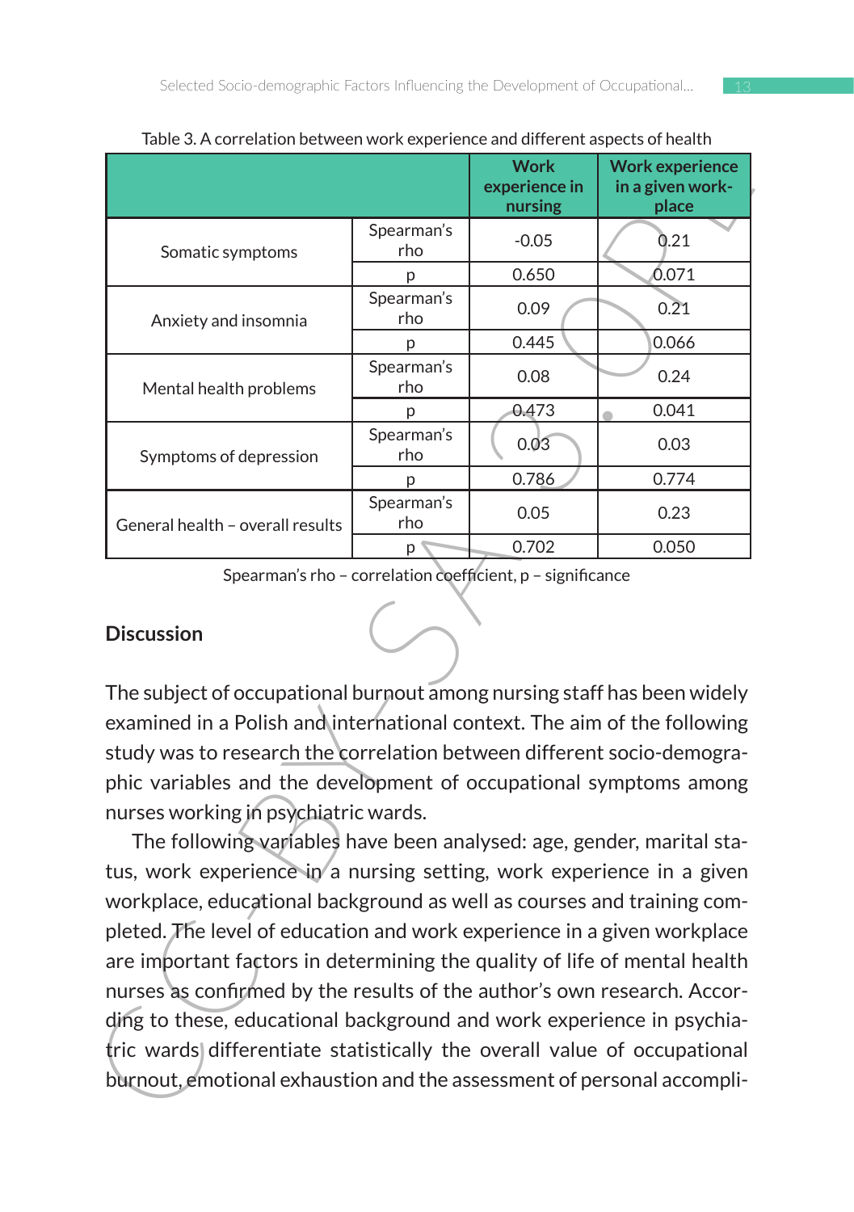Table 3. A correlation between work experience and different aspects of health

| | | Work experience in nursing | Work experience in a given workplace |
|---|---|---|---|
| Somatic symptoms | Spearman's rho | -0.05 | 0.21 |
| | p | 0.650 | 0.071 |
| Anxiety and insomnia | Spearman's rho | 0.09 | 0.21 |
| | p | 0.445 | 0.066 |
| Mental health problems | Spearman's rho | 0.08 | 0.24 |
| | p | 0.473 | 0.041 |
| Symptoms of depression | Spearman's rho | 0.03 | 0.03 |
| | p | 0.786 | 0.774 |
| General health – overall results | Spearman's rho | 0.05 | 0.23 |
| | p | 0.702 | 0.050 |

Spearman's rho – correlation coefficient, p – significance

## Discussion

The subject of occupational burnout among nursing staff has been widely examined in a Polish and international context. The aim of the following study was to research the correlation between different socio-demographic variables and the development of occupational symptoms among nurses working in psychiatric wards.

The following variables have been analysed: age, gender, marital status, work experience in a nursing setting, work experience in a given workplace, educational background as well as courses and training completed. The level of education and work experience in a given workplace are important factors in determining the quality of life of mental health nurses as confirmed by the results of the author's own research. According to these, educational background and work experience in psychiatric wards differentiate statistically the overall value of occupational burnout, emotional exhaustion and the assessment of personal accompli-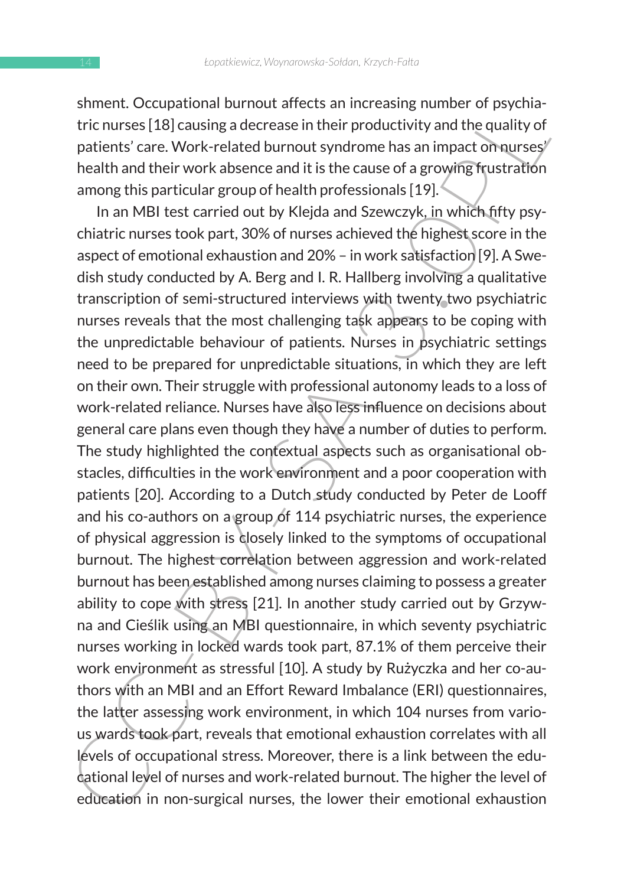shment. Occupational burnout affects an increasing number of psychiatric nurses [18] causing a decrease in their productivity and the quality of patients' care. Work-related burnout syndrome has an impact on nurses' health and their work absence and it is the cause of a growing frustration among this particular group of health professionals [19].

In an MBI test carried out by Klejda and Szewczyk, in which fifty psychiatric nurses took part, 30% of nurses achieved the highest score in the aspect of emotional exhaustion and 20% – in work satisfaction [9]. A Swedish study conducted by A. Berg and I. R. Hallberg involving a qualitative transcription of semi-structured interviews with twenty two psychiatric nurses reveals that the most challenging task appears to be coping with the unpredictable behaviour of patients. Nurses in psychiatric settings need to be prepared for unpredictable situations, in which they are left on their own. Their struggle with professional autonomy leads to a loss of work-related reliance. Nurses have also less influence on decisions about general care plans even though they have a number of duties to perform. The study highlighted the contextual aspects such as organisational obstacles, difficulties in the work environment and a poor cooperation with patients [20]. According to a Dutch study conducted by Peter de Looff and his co-authors on a group of 114 psychiatric nurses, the experience of physical aggression is closely linked to the symptoms of occupational burnout. The highest correlation between aggression and work-related burnout has been established among nurses claiming to possess a greater ability to cope with stress [21]. In another study carried out by Grzywna and Cieślik using an MBI questionnaire, in which seventy psychiatric nurses working in locked wards took part, 87.1% of them perceive their work environment as stressful [10]. A study by Rużyczka and her co-authors with an MBI and an Effort Reward Imbalance (ERI) questionnaires, the latter assessing work environment, in which 104 nurses from various wards took part, reveals that emotional exhaustion correlates with all levels of occupational stress. Moreover, there is a link between the educational level of nurses and work-related burnout. The higher the level of education in non-surgical nurses, the lower their emotional exhaustion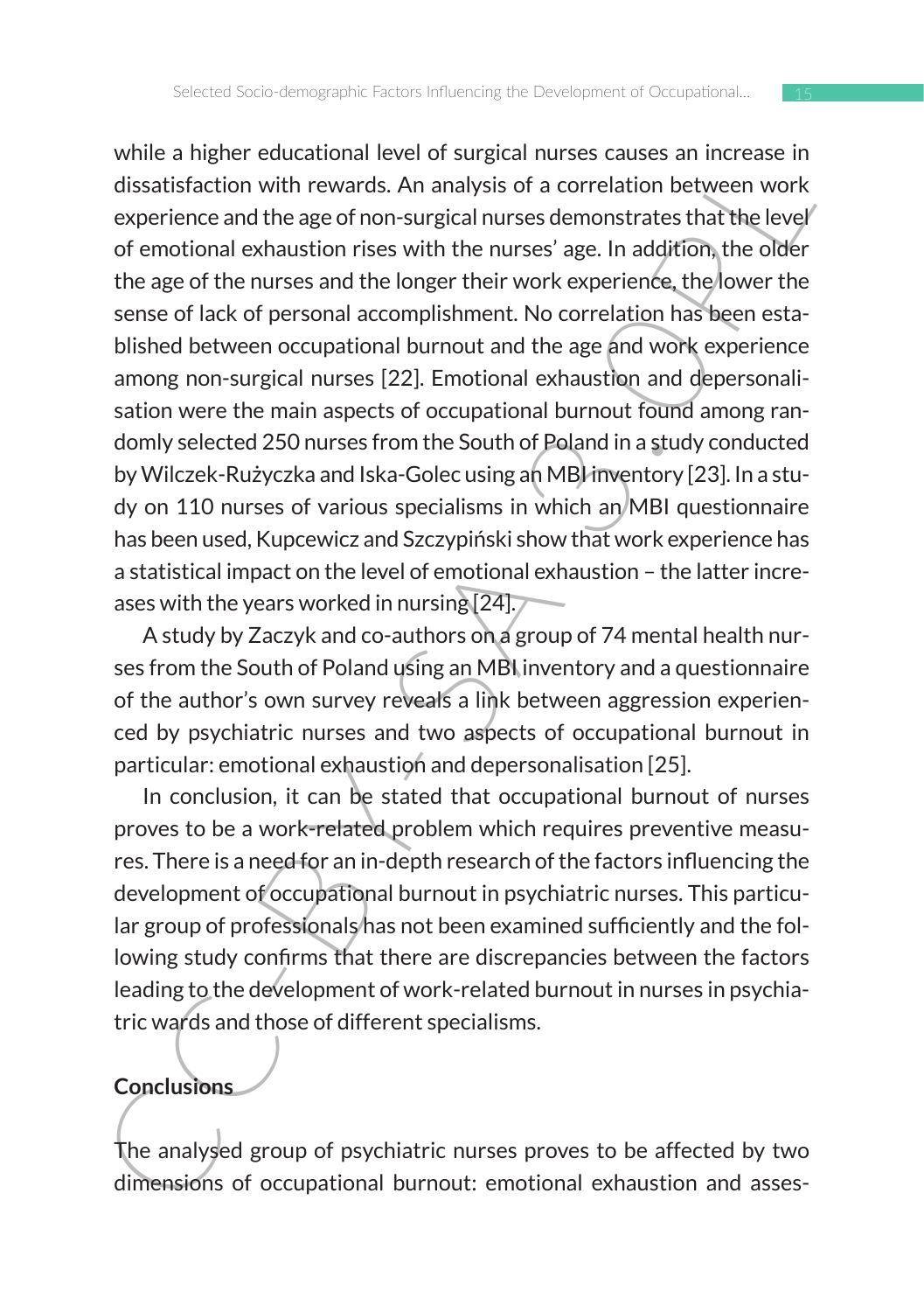while a higher educational level of surgical nurses causes an increase in dissatisfaction with rewards. An analysis of a correlation between work experience and the age of non-surgical nurses demonstrates that the level of emotional exhaustion rises with the nurses' age. In addition, the older the age of the nurses and the longer their work experience, the lower the sense of lack of personal accomplishment. No correlation has been established between occupational burnout and the age and work experience among non-surgical nurses [22]. Emotional exhaustion and depersonalisation were the main aspects of occupational burnout found among randomly selected 250 nurses from the South of Poland in a study conducted by Wilczek-Rużyczka and Iska-Golec using an MBI inventory [23]. In a study on 110 nurses of various specialisms in which an MBI questionnaire has been used, Kupcewicz and Szczypiński show that work experience has a statistical impact on the level of emotional exhaustion – the latter increases with the years worked in nursing [24].

A study by Zaczyk and co-authors on a group of 74 mental health nurses from the South of Poland using an MBI inventory and a questionnaire of the author's own survey reveals a link between aggression experienced by psychiatric nurses and two aspects of occupational burnout in particular: emotional exhaustion and depersonalisation [25].

In conclusion, it can be stated that occupational burnout of nurses proves to be a work-related problem which requires preventive measures. There is a need for an in-depth research of the factors influencing the development of occupational burnout in psychiatric nurses. This particular group of professionals has not been examined sufficiently and the following study confirms that there are discrepancies between the factors leading to the development of work-related burnout in nurses in psychiatric wards and those of different specialisms.

## Conclusions

The analysed group of psychiatric nurses proves to be affected by two dimensions of occupational burnout: emotional exhaustion and asses-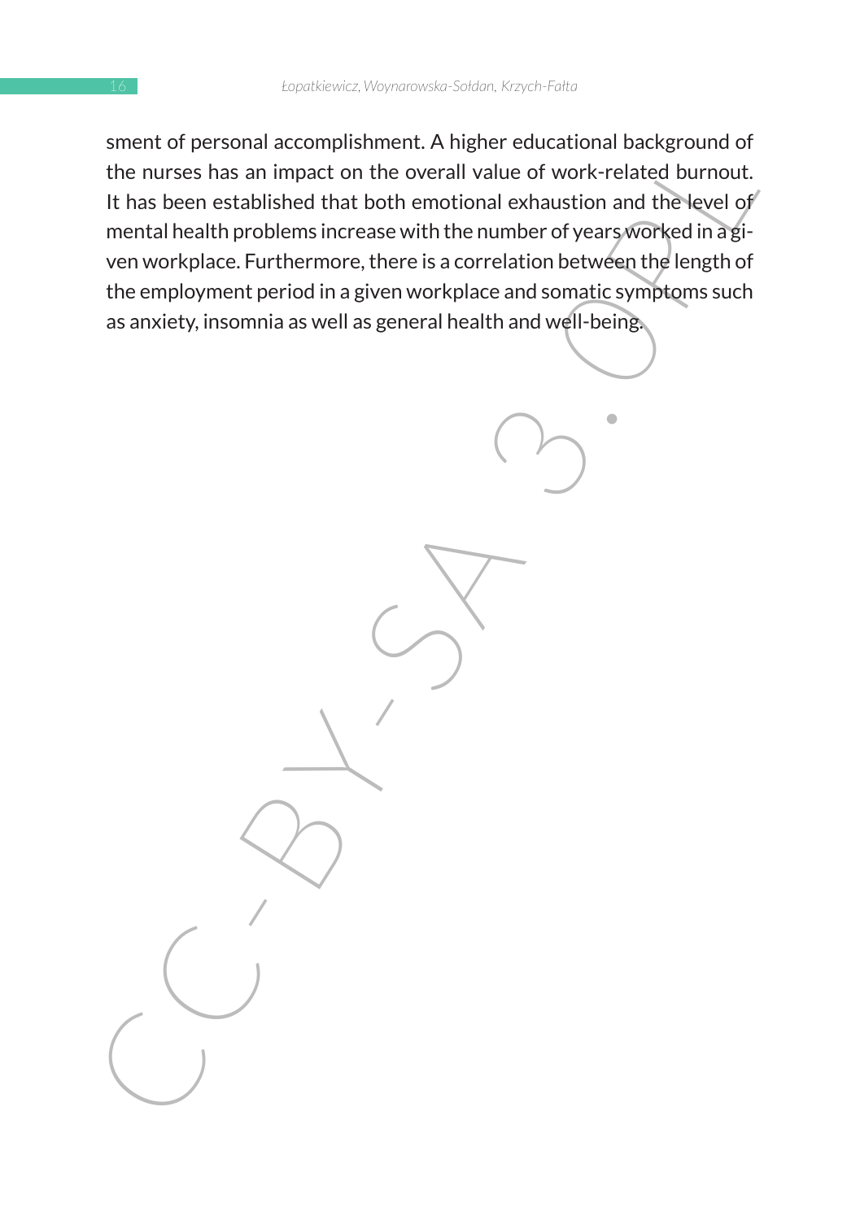sment of personal accomplishment. A higher educational background of the nurses has an impact on the overall value of work-related burnout. It has been established that both emotional exhaustion and the level of mental health problems increase with the number of years worked in a given workplace. Furthermore, there is a correlation between the length of the employment period in a given workplace and somatic symptoms such as anxiety, insomnia as well as general health and well-being.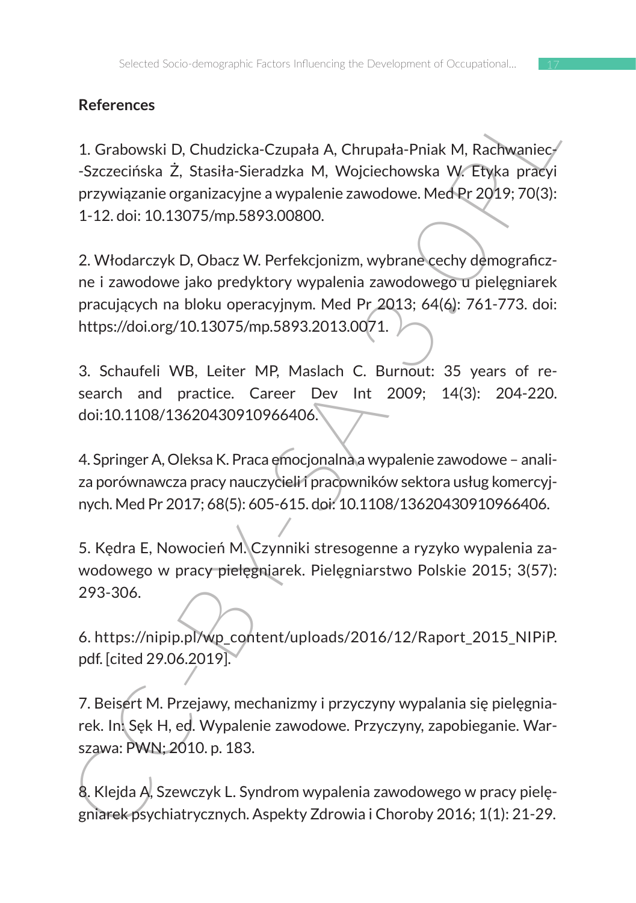## References

1. Grabowski D, Chudzicka-Czupała A, Chrupała-Pniak M, Rachwaniec-Szczecińska Ż, Stasiła-Sieradzka M, Wojciechowska W. Etyka pracy i przywiązanie organizacyjne a wypalenie zawodowe. Med Pr 2019; 70(3): 1-12. doi: 10.13075/mp.5893.00800.

2. Włodarczyk D, Obacz W. Perfekcjonizm, wybrane cechy demograficzne i zawodowe jako predyktory wypalenia zawodowego u pielęgniarek pracujących na bloku operacyjnym. Med Pr 2013; 64(6): 761-773. doi: https://doi.org/10.13075/mp.5893.2013.0071.

3. Schaufeli WB, Leiter MP, Maslach C. Burnout: 35 years of research and practice. Career Dev Int 2009; 14(3): 204-220. doi:10.1108/13620430910966406.

4. Springer A, Oleksa K. Praca emocjonalna a wypalenie zawodowe – analiza porównawcza pracy nauczycieli i pracowników sektora usług komercyjnych. Med Pr 2017; 68(5): 605-615. doi: 10.1108/13620430910966406.

5. Kędra E, Nowocień M. Czynniki stresogenne a ryzyko wypalenia zawodowego w pracy pielęgniarek. Pielęgniarstwo Polskie 2015; 3(57): 293-306.

6. https://nipip.pl/wp_content/uploads/2016/12/Raport_2015_NIPiP.pdf. [cited 29.06.2019].

7. Beisert M. Przejawy, mechanizmy i przyczyny wypalania się pielęgniarek. In: Sęk H, ed. Wypalenie zawodowe. Przyczyny, zapobieganie. Warszawa: PWN; 2010. p. 183.

8. Klejda A, Szewczyk L. Syndrom wypalenia zawodowego w pracy pielęgniarek psychiatrycznych. Aspekty Zdrowia i Choroby 2016; 1(1): 21-29.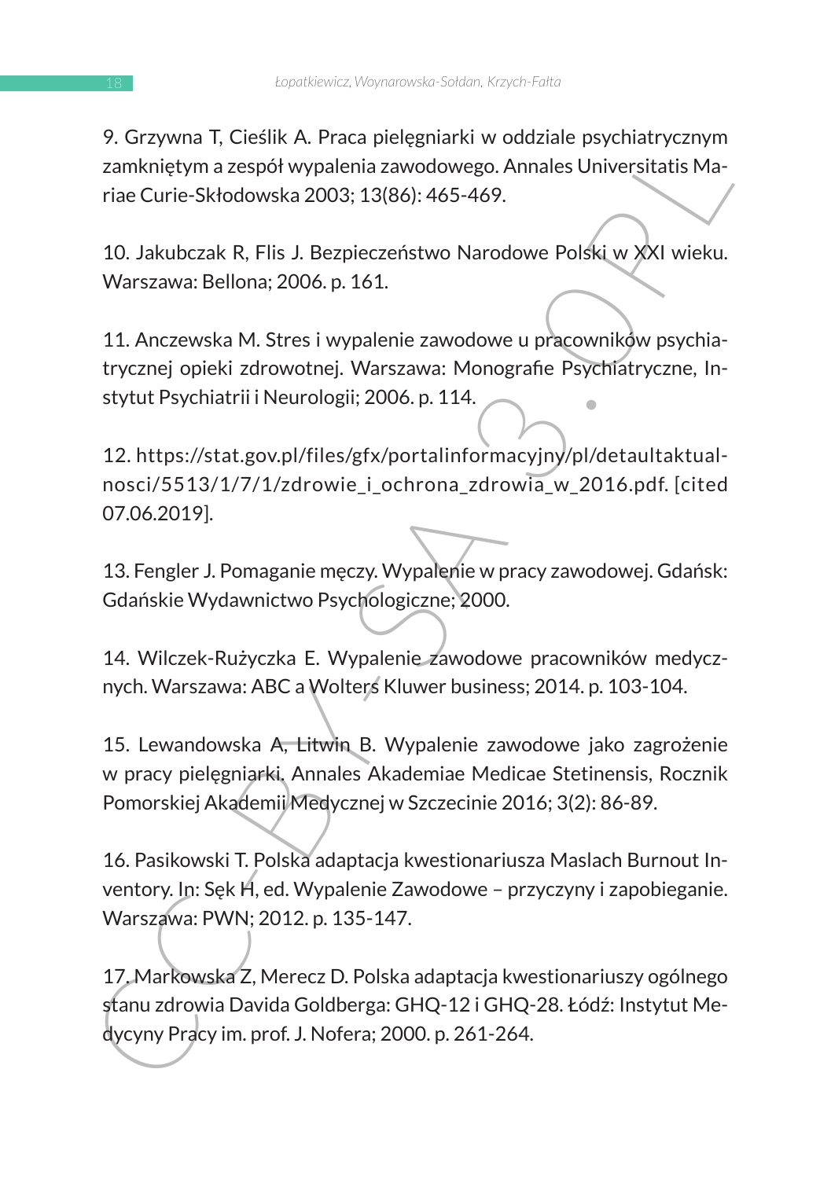9. Grzywna T, Cieślik A. Praca pielęgniarki w oddziale psychiatrycznym zamkniętym a zespół wypalenia zawodowego. Annales Universitatis Mariae Curie-Skłodowska 2003; 13(86): 465-469.

10. Jakubczak R, Flis J. Bezpieczeństwo Narodowe Polski w XXI wieku. Warszawa: Bellona; 2006. p. 161.

11. Anczewska M. Stres i wypalenie zawodowe u pracowników psychiatrycznej opieki zdrowotnej. Warszawa: Monografie Psychiatryczne, Instytut Psychiatrii i Neurologii; 2006. p. 114.

12. https://stat.gov.pl/files/gfx/portalinformacyjny/pl/detaultaktualnosci/5513/1/7/1/zdrowie_i_ochrona_zdrowia_w_2016.pdf. [cited 07.06.2019].

13. Fengler J. Pomaganie męczy. Wypalenie w pracy zawodowej. Gdańsk: Gdańskie Wydawnictwo Psychologiczne; 2000.

14. Wilczek-Rużyczka E. Wypalenie zawodowe pracowników medycznych. Warszawa: ABC a Wolters Kluwer business; 2014. p. 103-104.

15. Lewandowska A, Litwin B. Wypalenie zawodowe jako zagrożenie w pracy pielęgniarki. Annales Akademiae Medicae Stetinensis, Rocznik Pomorskiej Akademii Medycznej w Szczecinie 2016; 3(2): 86-89.

16. Pasikowski T. Polska adaptacja kwestionariusza Maslach Burnout Inventory. In: Sęk H, ed. Wypalenie Zawodowe – przyczyny i zapobieganie. Warszawa: PWN; 2012. p. 135-147.

17. Markowska Z, Merecz D. Polska adaptacja kwestionariuszy ogólnego stanu zdrowia Davida Goldberga: GHQ-12 i GHQ-28. Łódź: Instytut Medycyny Pracy im. prof. J. Nofera; 2000. p. 261-264.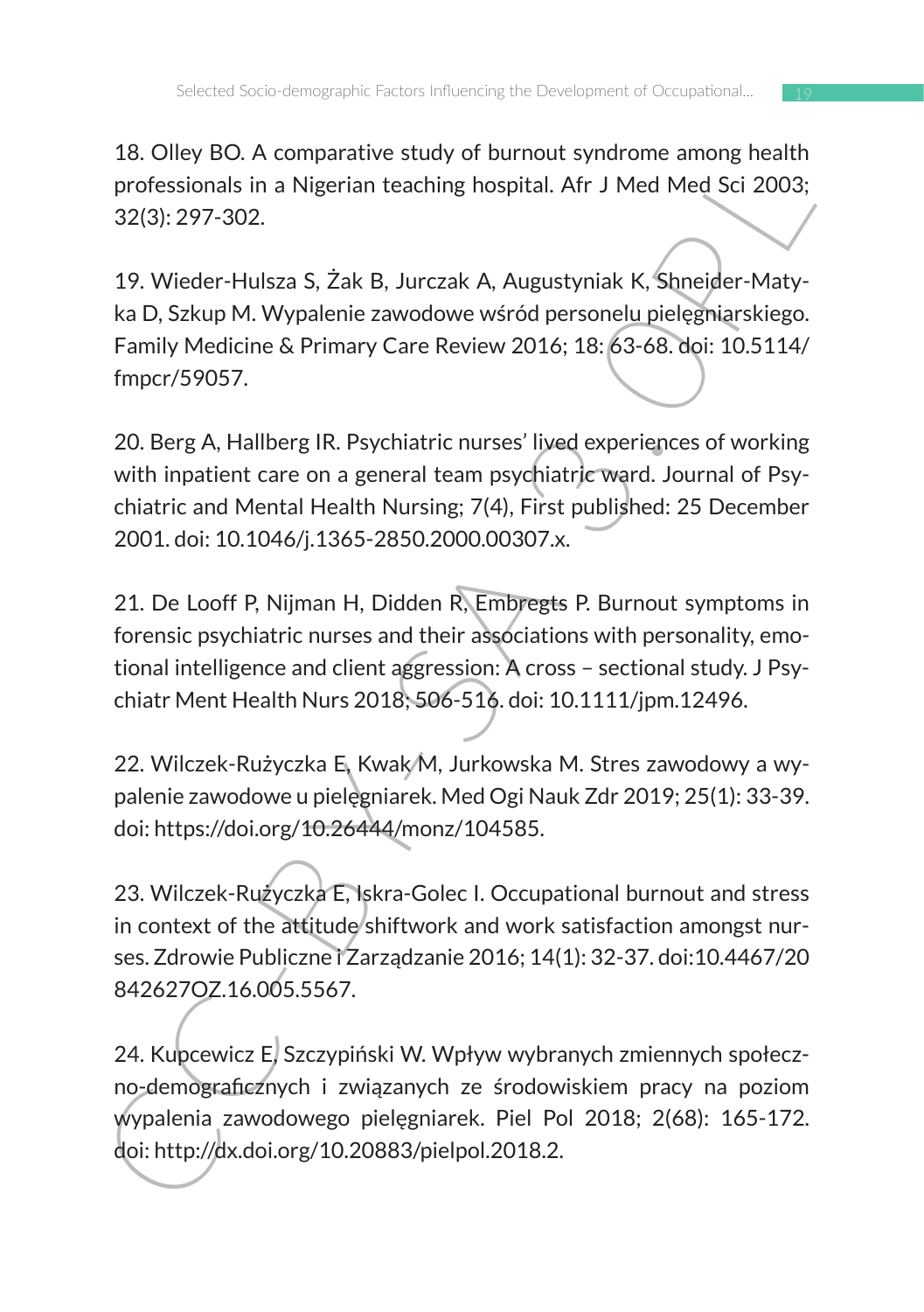18. Olley BO. A comparative study of burnout syndrome among health professionals in a Nigerian teaching hospital. Afr J Med Med Sci 2003; 32(3): 297-302.

19. Wieder-Hulsza S, Żak B, Jurczak A, Augustyniak K, Shneider-Matyka D, Szkup M. Wypalenie zawodowe wśród personelu pielęgniarskiego. Family Medicine & Primary Care Review 2016; 18: 63-68. doi: 10.5114/fmpcr/59057.

20. Berg A, Hallberg IR. Psychiatric nurses' lived experiences of working with inpatient care on a general team psychiatric ward. Journal of Psychiatric and Mental Health Nursing; 7(4), First published: 25 December 2001. doi: 10.1046/j.1365-2850.2000.00307.x.

21. De Looff P, Nijman H, Didden R, Embregts P. Burnout symptoms in forensic psychiatric nurses and their associations with personality, emotional intelligence and client aggression: A cross – sectional study. J Psychiatr Ment Health Nurs 2018; 506-516. doi: 10.1111/jpm.12496.

22. Wilczek-Rużyczka E, Kwak M, Jurkowska M. Stres zawodowy a wypalenie zawodowe u pielęgniarek. Med Ogi Nauk Zdr 2019; 25(1): 33-39. doi: https://doi.org/10.26444/monz/104585.

23. Wilczek-Rużyczka E, Iskra-Golec I. Occupational burnout and stress in context of the attitude shiftwork and work satisfaction amongst nurses. Zdrowie Publiczne i Zarządzanie 2016; 14(1): 32-37. doi:10.4467/20842627OZ.16.005.5567.

24. Kupcewicz E, Szczypiński W. Wpływ wybranych zmiennych społeczno-demograficznych i związanych ze środowiskiem pracy na poziom wypalenia zawodowego pielęgniarek. Piel Pol 2018; 2(68): 165-172. doi: http://dx.doi.org/10.20883/pielpol.2018.2.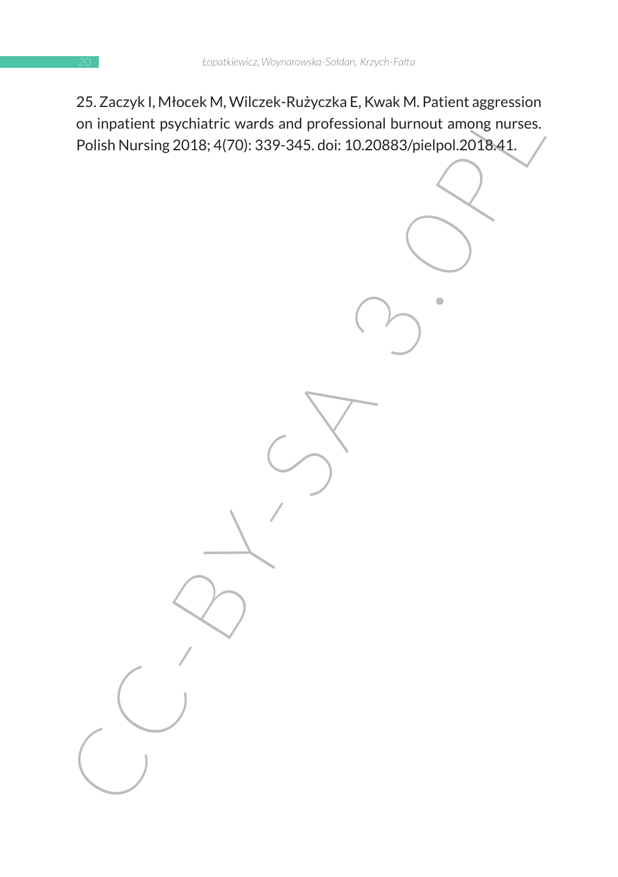25. Zaczyk I, Młocek M, Wilczek-Rużyczka E, Kwak M. Patient aggression on inpatient psychiatric wards and professional burnout among nurses. Polish Nursing 2018; 4(70): 339-345. doi: 10.20883/pielpol.2018.41.